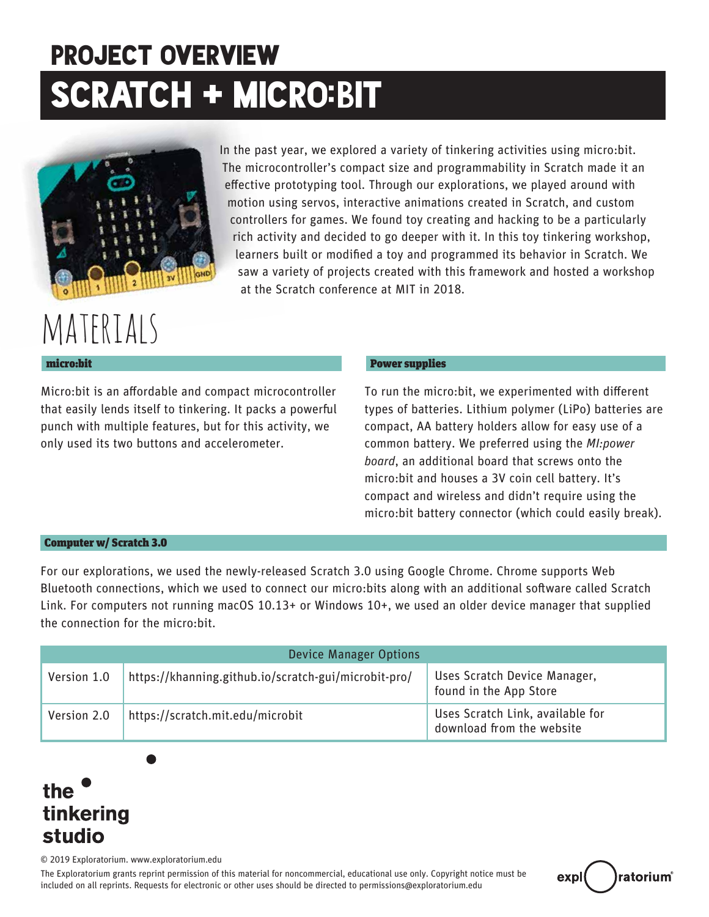# PROJECT OVERVIEW

# SCRATCH + MICRO:BIT

In the past year, we explored a variety of tinkering activities using micro:bit. The microcontroller's compact size and programmability in Scratch made it an effective prototyping tool. Through our explorations, we played around with motion using servos, interactive animations created in Scratch, and custom controllers for games. We found toy creating and hacking to be a particularly rich activity and decided to go deeper with it. In this toy tinkering workshop, learners built or modified a toy and programmed its behavior in Scratch. We saw a variety of projects created with this framework and hosted a workshop at the Scratch conference at MIT in 2018.

## MATERIALS

### micro:bit

Micro:bit is an affordable and compact microcontroller that easily lends itself to tinkering. It packs a powerful punch with multiple features, but for this activity, we only used its two buttons and accelerometer.

### Power supplies

To run the micro:bit, we experimented with different types of batteries. Lithium polymer (LiPo) batteries are compact, AA battery holders allow for easy use of a common battery. We preferred using the *MI:power board*, an additional board that screws onto the micro:bit and houses a 3V coin cell battery. It's compact and wireless and didn't require using the micro:bit battery connector (which could easily break).

### Computer w/ Scratch 3.0

For our explorations, we used the newly-released Scratch 3.0 using Google Chrome. Chrome supports Web Bluetooth connections, which we used to connect our micro:bits along with an additional software called Scratch Link. For computers not running macOS 10.13+ or Windows 10+, we used an older device manager that supplied the connection for the micro:bit.

| Device Manager Options | | |
|---|---|---|
| Version 1.0 | https://khanning.github.io/scratch-gui/microbit-pro/ | Uses Scratch Device Manager, found in the App Store |
| Version 2.0 | https://scratch.mit.edu/microbit | Uses Scratch Link, available for download from the website |

the tinkering studio

© 2019 Exploratorium. www.exploratorium.edu

The Exploratorium grants reprint permission of this material for noncommercial, educational use only. Copyright notice must be included on all reprints. Requests for electronic or other uses should be directed to permissions@exploratorium.edu

exploratorium®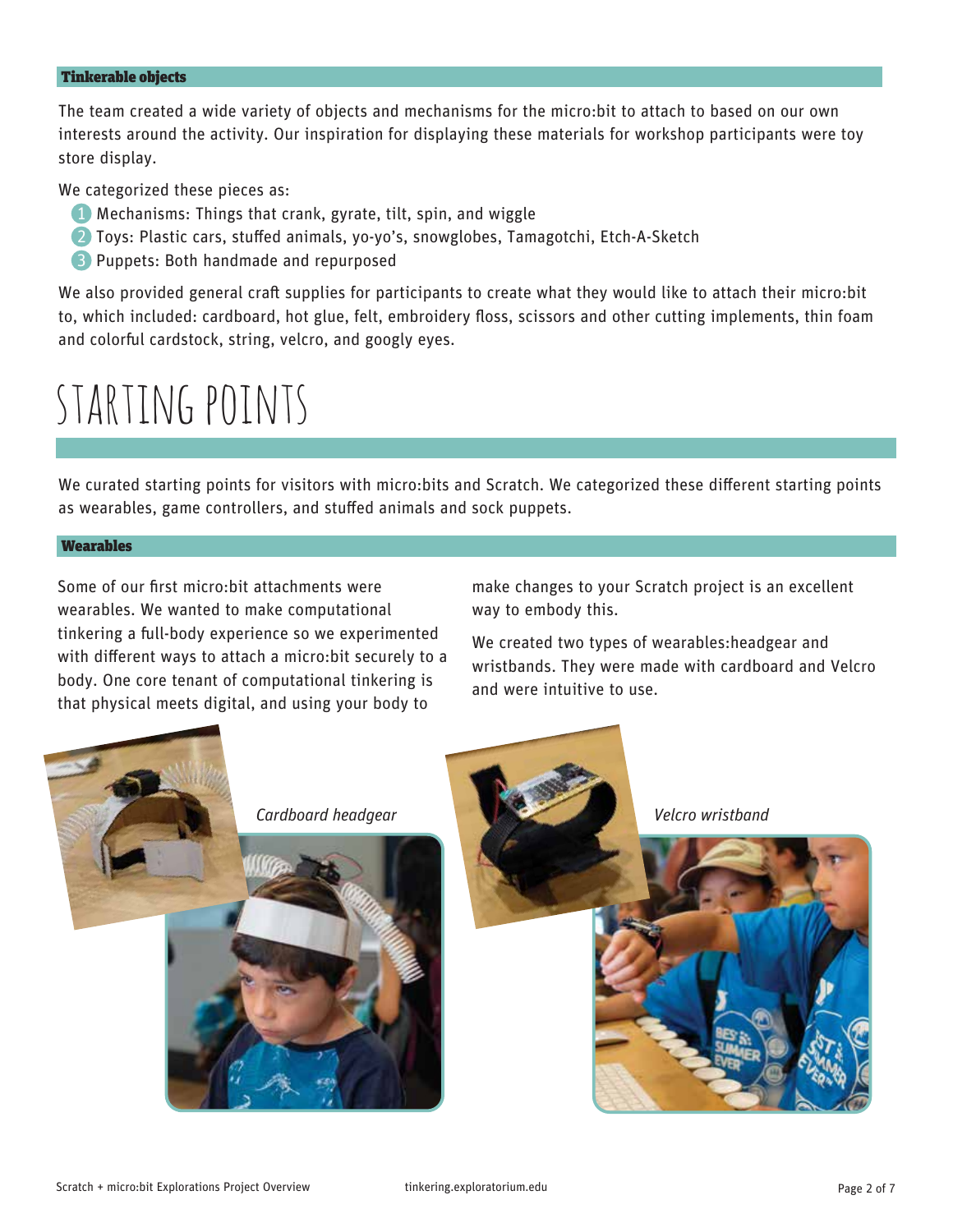### Tinkerable objects

The team created a wide variety of objects and mechanisms for the micro:bit to attach to based on our own interests around the activity. Our inspiration for displaying these materials for workshop participants were toy store display.

We categorized these pieces as:

1. Mechanisms: Things that crank, gyrate, tilt, spin, and wiggle
2. Toys: Plastic cars, stuffed animals, yo-yo's, snowglobes, Tamagotchi, Etch-A-Sketch
3. Puppets: Both handmade and repurposed

We also provided general craft supplies for participants to create what they would like to attach their micro:bit to, which included: cardboard, hot glue, felt, embroidery floss, scissors and other cutting implements, thin foam and colorful cardstock, string, velcro, and googly eyes.

# STARTING POINTS

We curated starting points for visitors with micro:bits and Scratch. We categorized these different starting points as wearables, game controllers, and stuffed animals and sock puppets.

### Wearables

Some of our first micro:bit attachments were wearables. We wanted to make computational tinkering a full-body experience so we experimented with different ways to attach a micro:bit securely to a body. One core tenant of computational tinkering is that physical meets digital, and using your body to make changes to your Scratch project is an excellent way to embody this.

We created two types of wearables:headgear and wristbands. They were made with cardboard and Velcro and were intuitive to use.

*Cardboard headgear*

*Velcro wristband*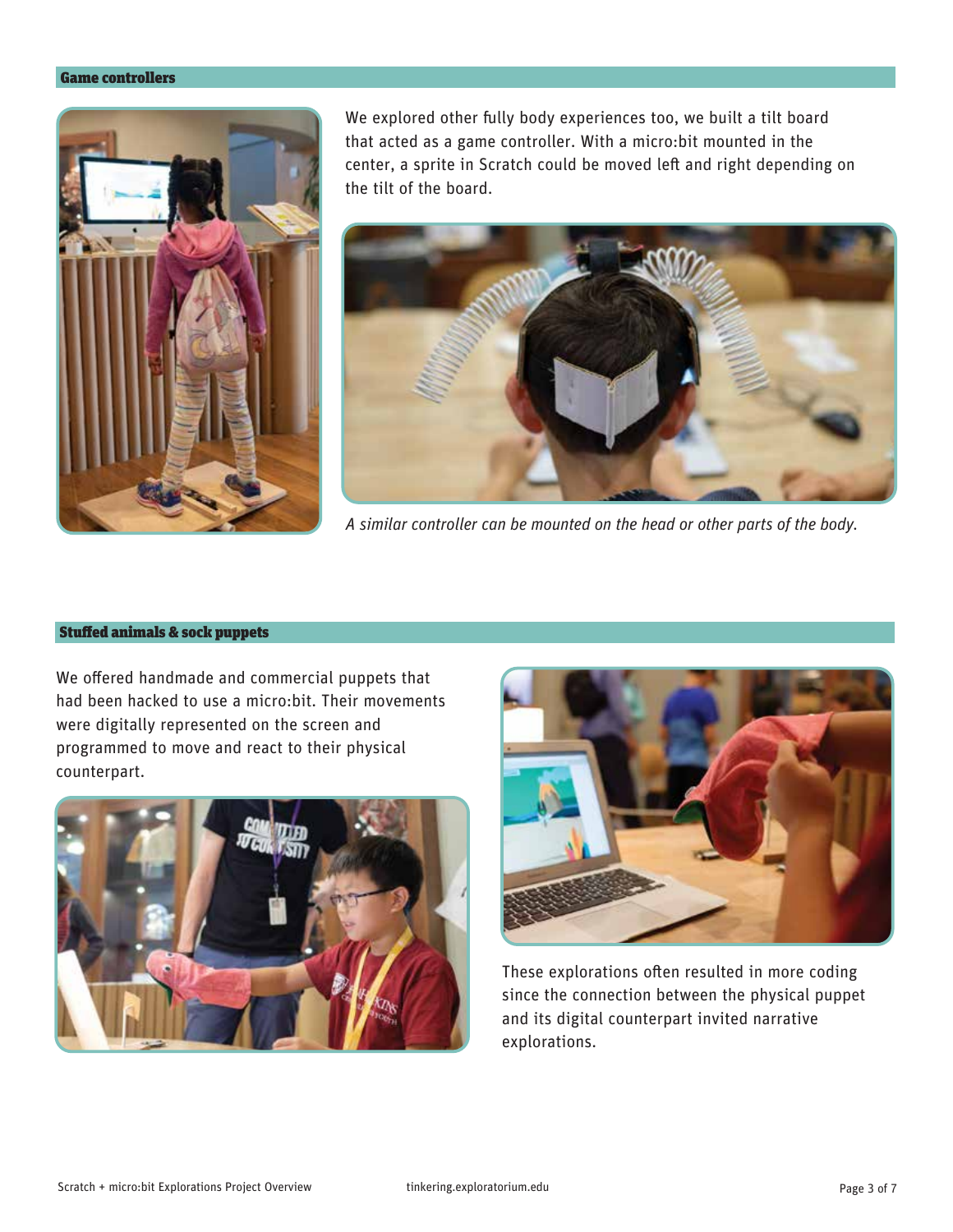## Game controllers

We explored other fully body experiences too, we built a tilt board that acted as a game controller. With a micro:bit mounted in the center, a sprite in Scratch could be moved left and right depending on the tilt of the board.

*A similar controller can be mounted on the head or other parts of the body.*

## Stuffed animals & sock puppets

We offered handmade and commercial puppets that had been hacked to use a micro:bit. Their movements were digitally represented on the screen and programmed to move and react to their physical counterpart.

These explorations often resulted in more coding since the connection between the physical puppet and its digital counterpart invited narrative explorations.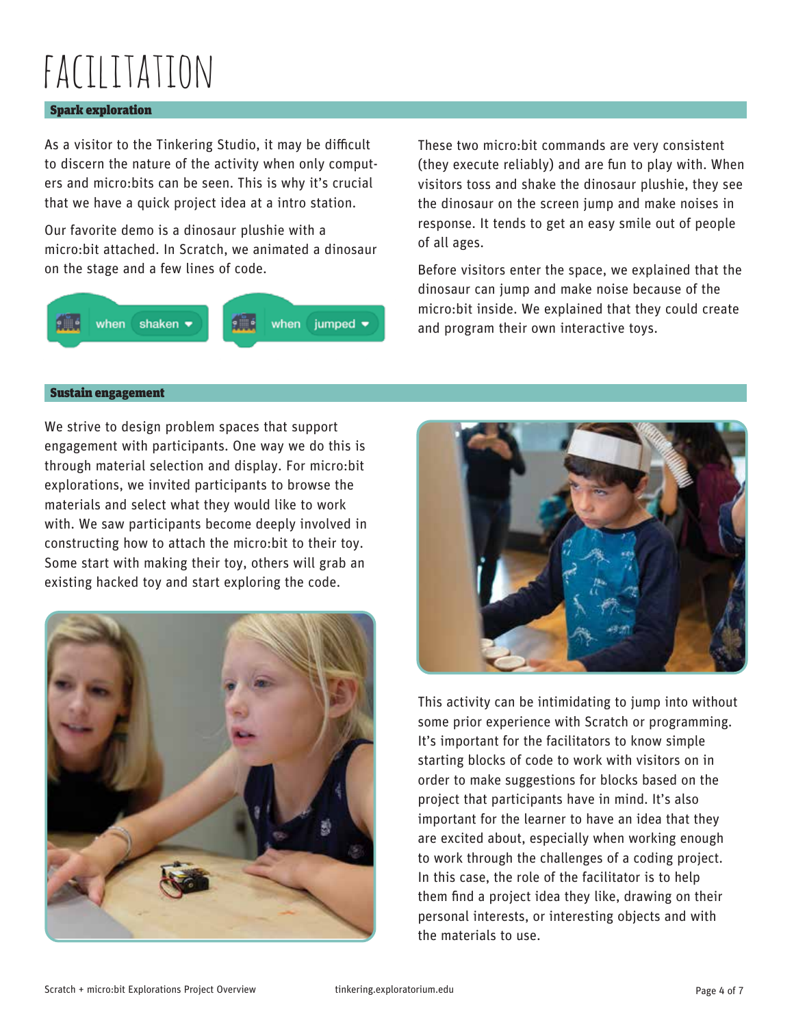# FACILITATION

## Spark exploration

As a visitor to the Tinkering Studio, it may be difficult to discern the nature of the activity when only computers and micro:bits can be seen. This is why it's crucial that we have a quick project idea at a intro station.

Our favorite demo is a dinosaur plushie with a micro:bit attached. In Scratch, we animated a dinosaur on the stage and a few lines of code.

```
when shaken ▾
when jumped ▾
```

These two micro:bit commands are very consistent (they execute reliably) and are fun to play with. When visitors toss and shake the dinosaur plushie, they see the dinosaur on the screen jump and make noises in response. It tends to get an easy smile out of people of all ages.

Before visitors enter the space, we explained that the dinosaur can jump and make noise because of the micro:bit inside. We explained that they could create and program their own interactive toys.

## Sustain engagement

We strive to design problem spaces that support engagement with participants. One way we do this is through material selection and display. For micro:bit explorations, we invited participants to browse the materials and select what they would like to work with. We saw participants become deeply involved in constructing how to attach the micro:bit to their toy. Some start with making their toy, others will grab an existing hacked toy and start exploring the code.

This activity can be intimidating to jump into without some prior experience with Scratch or programming. It's important for the facilitators to know simple starting blocks of code to work with visitors on in order to make suggestions for blocks based on the project that participants have in mind. It's also important for the learner to have an idea that they are excited about, especially when working enough to work through the challenges of a coding project. In this case, the role of the facilitator is to help them find a project idea they like, drawing on their personal interests, or interesting objects and with the materials to use.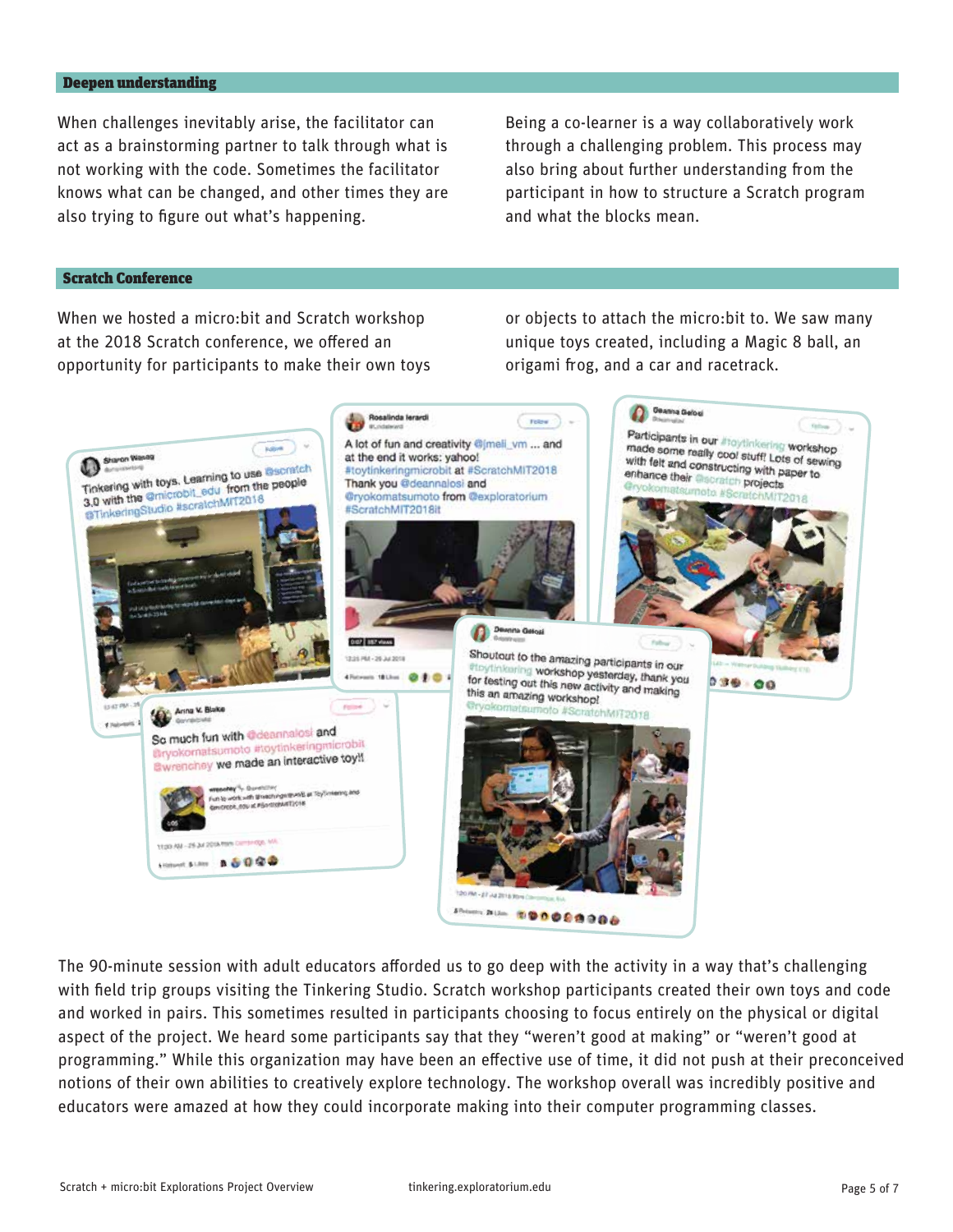## Deepen understanding

When challenges inevitably arise, the facilitator can act as a brainstorming partner to talk through what is not working with the code. Sometimes the facilitator knows what can be changed, and other times they are also trying to figure out what's happening.

Being a co-learner is a way collaboratively work through a challenging problem. This process may also bring about further understanding from the participant in how to structure a Scratch program and what the blocks mean.

## Scratch Conference

When we hosted a micro:bit and Scratch workshop at the 2018 Scratch conference, we offered an opportunity for participants to make their own toys or objects to attach the micro:bit to. We saw many unique toys created, including a Magic 8 ball, an origami frog, and a car and racetrack.

The 90-minute session with adult educators afforded us to go deep with the activity in a way that's challenging with field trip groups visiting the Tinkering Studio. Scratch workshop participants created their own toys and code and worked in pairs. This sometimes resulted in participants choosing to focus entirely on the physical or digital aspect of the project. We heard some participants say that they "weren't good at making" or "weren't good at programming." While this organization may have been an effective use of time, it did not push at their preconceived notions of their own abilities to creatively explore technology. The workshop overall was incredibly positive and educators were amazed at how they could incorporate making into their computer programming classes.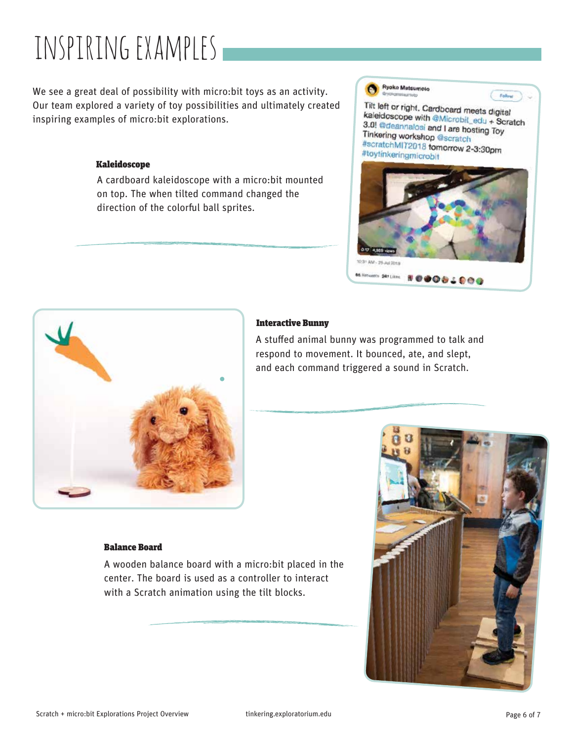# INSPIRING EXAMPLES

We see a great deal of possibility with micro:bit toys as an activity. Our team explored a variety of toy possibilities and ultimately created inspiring examples of micro:bit explorations.

**Kaleidoscope**

A cardboard kaleidoscope with a micro:bit mounted on top. The when tilted command changed the direction of the colorful ball sprites.

**Interactive Bunny**

A stuffed animal bunny was programmed to talk and respond to movement. It bounced, ate, and slept, and each command triggered a sound in Scratch.

**Balance Board**

A wooden balance board with a micro:bit placed in the center. The board is used as a controller to interact with a Scratch animation using the tilt blocks.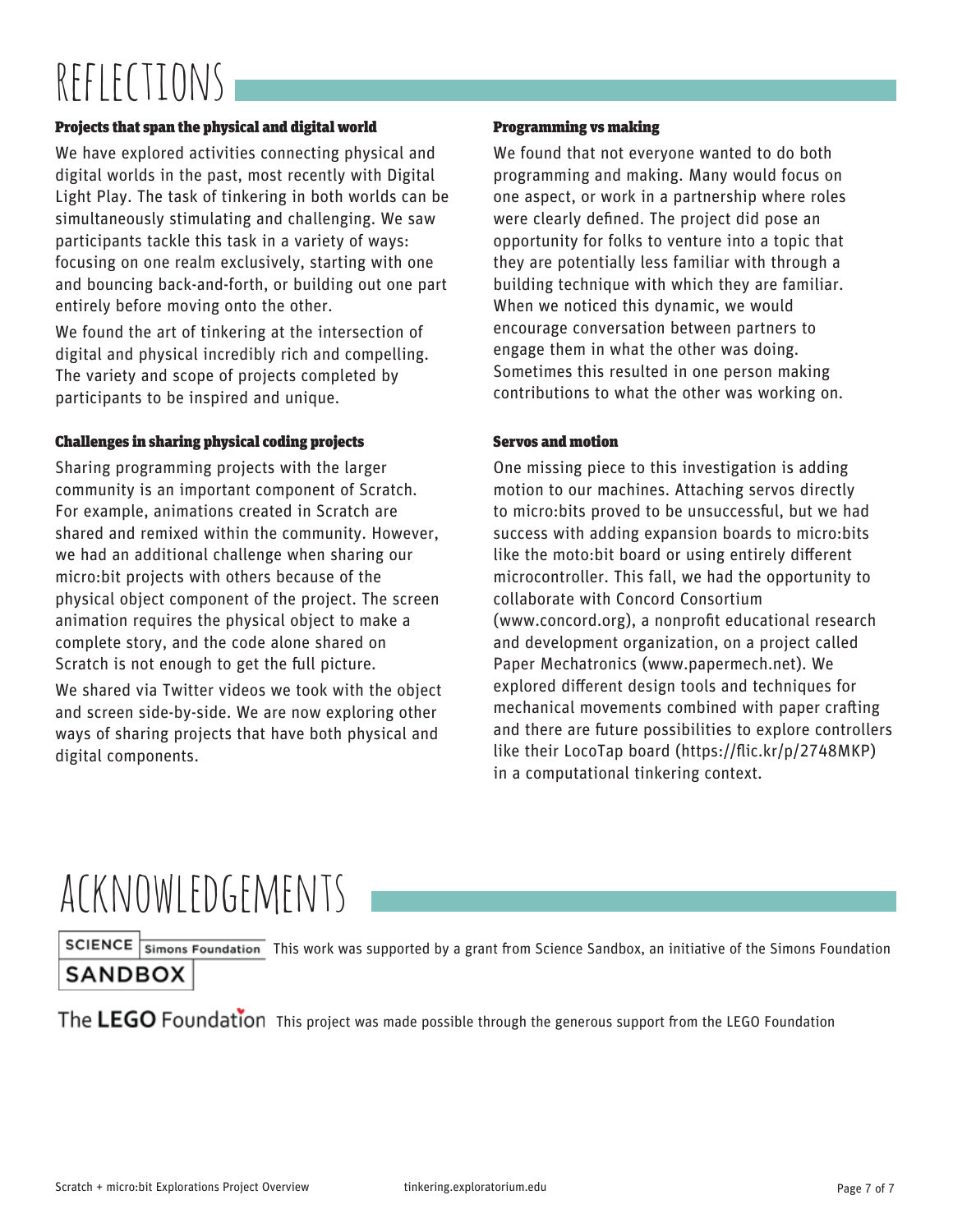# REFLECTIONS

### Projects that span the physical and digital world

We have explored activities connecting physical and digital worlds in the past, most recently with Digital Light Play. The task of tinkering in both worlds can be simultaneously stimulating and challenging. We saw participants tackle this task in a variety of ways: focusing on one realm exclusively, starting with one and bouncing back-and-forth, or building out one part entirely before moving onto the other.

We found the art of tinkering at the intersection of digital and physical incredibly rich and compelling. The variety and scope of projects completed by participants to be inspired and unique.

### Challenges in sharing physical coding projects

Sharing programming projects with the larger community is an important component of Scratch. For example, animations created in Scratch are shared and remixed within the community. However, we had an additional challenge when sharing our micro:bit projects with others because of the physical object component of the project. The screen animation requires the physical object to make a complete story, and the code alone shared on Scratch is not enough to get the full picture.

We shared via Twitter videos we took with the object and screen side-by-side. We are now exploring other ways of sharing projects that have both physical and digital components.

### Programming vs making

We found that not everyone wanted to do both programming and making. Many would focus on one aspect, or work in a partnership where roles were clearly defined. The project did pose an opportunity for folks to venture into a topic that they are potentially less familiar with through a building technique with which they are familiar. When we noticed this dynamic, we would encourage conversation between partners to engage them in what the other was doing. Sometimes this resulted in one person making contributions to what the other was working on.

### Servos and motion

One missing piece to this investigation is adding motion to our machines. Attaching servos directly to micro:bits proved to be unsuccessful, but we had success with adding expansion boards to micro:bits like the moto:bit board or using entirely different microcontroller. This fall, we had the opportunity to collaborate with Concord Consortium (www.concord.org), a nonprofit educational research and development organization, on a project called Paper Mechatronics (www.papermech.net). We explored different design tools and techniques for mechanical movements combined with paper crafting and there are future possibilities to explore controllers like their LocoTap board (https://flic.kr/p/2748MKP) in a computational tinkering context.

# ACKNOWLEDGEMENTS

SCIENCE SANDBOX | Simons Foundation — This work was supported by a grant from Science Sandbox, an initiative of the Simons Foundation

The LEGO Foundation — This project was made possible through the generous support from the LEGO Foundation